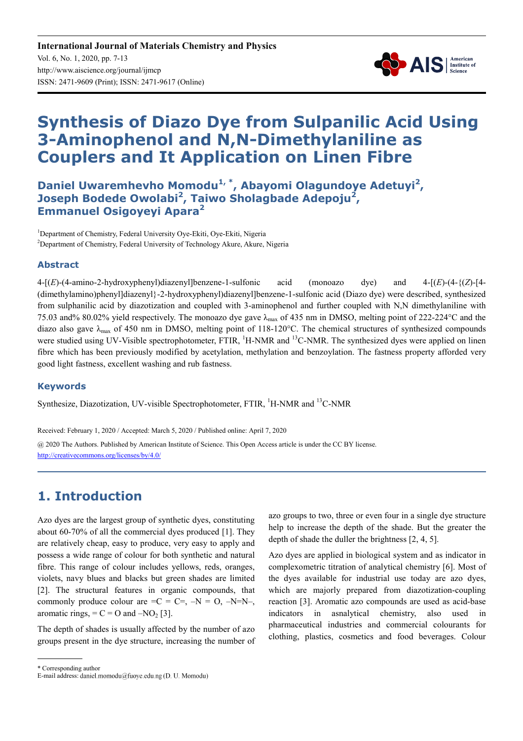**International Journal of Materials Chemistry and Physics**

Vol. 6, No. 1, 2020, pp. 7-13

http://www.aiscience.org/journal/ijmcp

ISSN: 2471-9609 (Print); ISSN: 2471-9617 (Online)

# Synthesis of Diazo Dye from Sulpanilic Acid Using 3-Aminophenol and N,N-Dimethylaniline as Couplers and It Application on Linen Fibre

**Daniel Uwaremhevho Momodu[1, *], Abayomi Olagundoye Adetuyi[2], Joseph Bodede Owolabi[2], Taiwo Sholagbade Adepoju[2], Emmanuel Osigoyeyi Apara[2]**

[1]Department of Chemistry, Federal University Oye-Ekiti, Oye-Ekiti, Nigeria

[2]Department of Chemistry, Federal University of Technology Akure, Akure, Nigeria

### Abstract

4-[(*E*)-(4-amino-2-hydroxyphenyl)diazenyl]benzene-1-sulfonic acid (monoazo dye) and 4-[(*E*)-(4-{(*Z*)-[4-(dimethylamino)phenyl]diazenyl}-2-hydroxyphenyl)diazenyl]benzene-1-sulfonic acid (Diazo dye) were described, synthesized from sulphanilic acid by diazotization and coupled with 3-aminophenol and further coupled with N,N dimethylaniline with 75.03 and% 80.02% yield respectively. The monoazo dye gave $\lambda_{max}$ of 435 nm in DMSO, melting point of 222-224°C and the diazo also gave $\lambda_{max}$ of 450 nm in DMSO, melting point of 118-120°C. The chemical structures of synthesized compounds were studied using UV-Visible spectrophotometer, FTIR, $^1$H-NMR and $^{13}$C-NMR. The synthesized dyes were applied on linen fibre which has been previously modified by acetylation, methylation and benzoylation. The fastness property afforded very good light fastness, excellent washing and rub fastness.

### Keywords

Synthesize, Diazotization, UV-visible Spectrophotometer, FTIR, $^1$H-NMR and $^{13}$C-NMR

Received: February 1, 2020 / Accepted: March 5, 2020 / Published online: April 7, 2020

@ 2020 The Authors. Published by American Institute of Science. This Open Access article is under the CC BY license. http://creativecommons.org/licenses/by/4.0/

## 1. Introduction

Azo dyes are the largest group of synthetic dyes, constituting about 60-70% of all the commercial dyes produced [1]. They are relatively cheap, easy to produce, very easy to apply and possess a wide range of colour for both synthetic and natural fibre. This range of colour includes yellows, reds, oranges, violets, navy blues and blacks but green shades are limited [2]. The structural features in organic compounds, that commonly produce colour are =C = C=, –N = O, –N=N–, aromatic rings, = C = O and $–NO_2$ [3].

The depth of shades is usually affected by the number of azo groups present in the dye structure, increasing the number of azo groups to two, three or even four in a single dye structure help to increase the depth of the shade. But the greater the depth of shade the duller the brightness [2, 4, 5].

Azo dyes are applied in biological system and as indicator in complexometric titration of analytical chemistry [6]. Most of the dyes available for industrial use today are azo dyes, which are majorly prepared from diazotization-coupling reaction [3]. Aromatic azo compounds are used as acid-base indicators in asnalytical chemistry, also used in pharmaceutical industries and commercial colourants for clothing, plastics, cosmetics and food beverages. Colour

\* Corresponding author

E-mail address: daniel.momodu@fuoye.edu.ng (D. U. Momodu)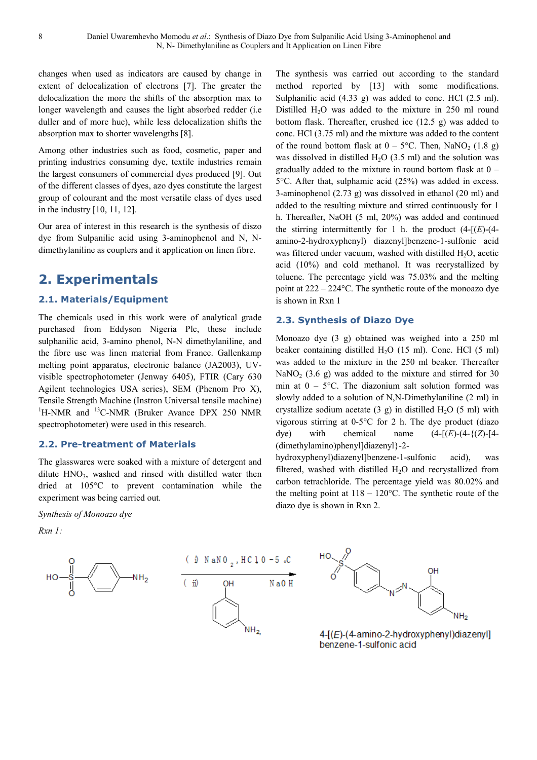changes when used as indicators are caused by change in extent of delocalization of electrons [7]. The greater the delocalization the more the shifts of the absorption max to longer wavelength and causes the light absorbed redder (i.e duller and of more hue), while less delocalization shifts the absorption max to shorter wavelengths [8].

Among other industries such as food, cosmetic, paper and printing industries consuming dye, textile industries remain the largest consumers of commercial dyes produced [9]. Out of the different classes of dyes, azo dyes constitute the largest group of colourant and the most versatile class of dyes used in the industry [10, 11, 12].

Our area of interest in this research is the synthesis of diszo dye from Sulpanilic acid using 3-aminophenol and N, N-dimethylaniline as couplers and it application on linen fibre.

## 2. Experimentals

### 2.1. Materials/Equipment

The chemicals used in this work were of analytical grade purchased from Eddyson Nigeria Plc, these include sulphanilic acid, 3-amino phenol, N-N dimethylaniline, and the fibre use was linen material from France. Gallenkamp melting point apparatus, electronic balance (JA2003), UV-visible spectrophotometer (Jenway 6405), FTIR (Cary 630 Agilent technologies USA series), SEM (Phenom Pro X), Tensile Strength Machine (Instron Universal tensile machine) [1]H-NMR and [13]C-NMR (Bruker Avance DPX 250 NMR spectrophotometer) were used in this research.

### 2.2. Pre-treatment of Materials

The glasswares were soaked with a mixture of detergent and dilute $HNO_3$, washed and rinsed with distilled water then dried at 105°C to prevent contamination while the experiment was being carried out.

*Synthesis of Monoazo dye*

The synthesis was carried out according to the standard method reported by [13] with some modifications. Sulphanilic acid (4.33 g) was added to conc. HCl (2.5 ml). Distilled $H_2O$ was added to the mixture in 250 ml round bottom flask. Thereafter, crushed ice (12.5 g) was added to conc. HCl (3.75 ml) and the mixture was added to the content of the round bottom flask at 0 – 5°C. Then, $NaNO_2$ (1.8 g) was dissolved in distilled $H_2O$ (3.5 ml) and the solution was gradually added to the mixture in round bottom flask at 0 – 5°C. After that, sulphamic acid (25%) was added in excess. 3-aminophenol (2.73 g) was dissolved in ethanol (20 ml) and added to the resulting mixture and stirred continuously for 1 h. Thereafter, NaOH (5 ml, 20%) was added and continued the stirring intermittently for 1 h. the product (4-[(*E*)-(4-amino-2-hydroxyphenyl) diazenyl]benzene-1-sulfonic acid was filtered under vacuum, washed with distilled $H_2O$, acetic acid (10%) and cold methanol. It was recrystallized by toluene. The percentage yield was 75.03% and the melting point at 222 – 224°C. The synthetic route of the monoazo dye is shown in Rxn 1

### 2.3. Synthesis of Diazo Dye

Monoazo dye (3 g) obtained was weighed into a 250 ml beaker containing distilled $H_2O$ (15 ml). Conc. HCl (5 ml) was added to the mixture in the 250 ml beaker. Thereafter $NaNO_2$ (3.6 g) was added to the mixture and stirred for 30 min at 0 – 5°C. The diazonium salt solution formed was slowly added to a solution of N,N-Dimethylaniline (2 ml) in crystallize sodium acetate (3 g) in distilled $H_2O$ (5 ml) with vigorous stirring at 0-5°C for 2 h. The dye product (diazo dye) with chemical name (4-[(*E*)-(4-{(*Z*)-[4-(dimethylamino)phenyl]diazenyl}-2-hydroxyphenyl)diazenyl]benzene-1-sulfonic acid), was filtered, washed with distilled $H_2O$ and recrystallized from carbon tetrachloride. The percentage yield was 80.02% and the melting point at 118 – 120°C. The synthetic route of the diazo dye is shown in Rxn 2.

*Rxn 1:*

(i) $NaNO_2$, HCl 0 - 5 °C; (ii) 3-aminophenol, NaOH

4-[(*E*)-(4-amino-2-hydroxyphenyl)diazenyl] benzene-1-sulfonic acid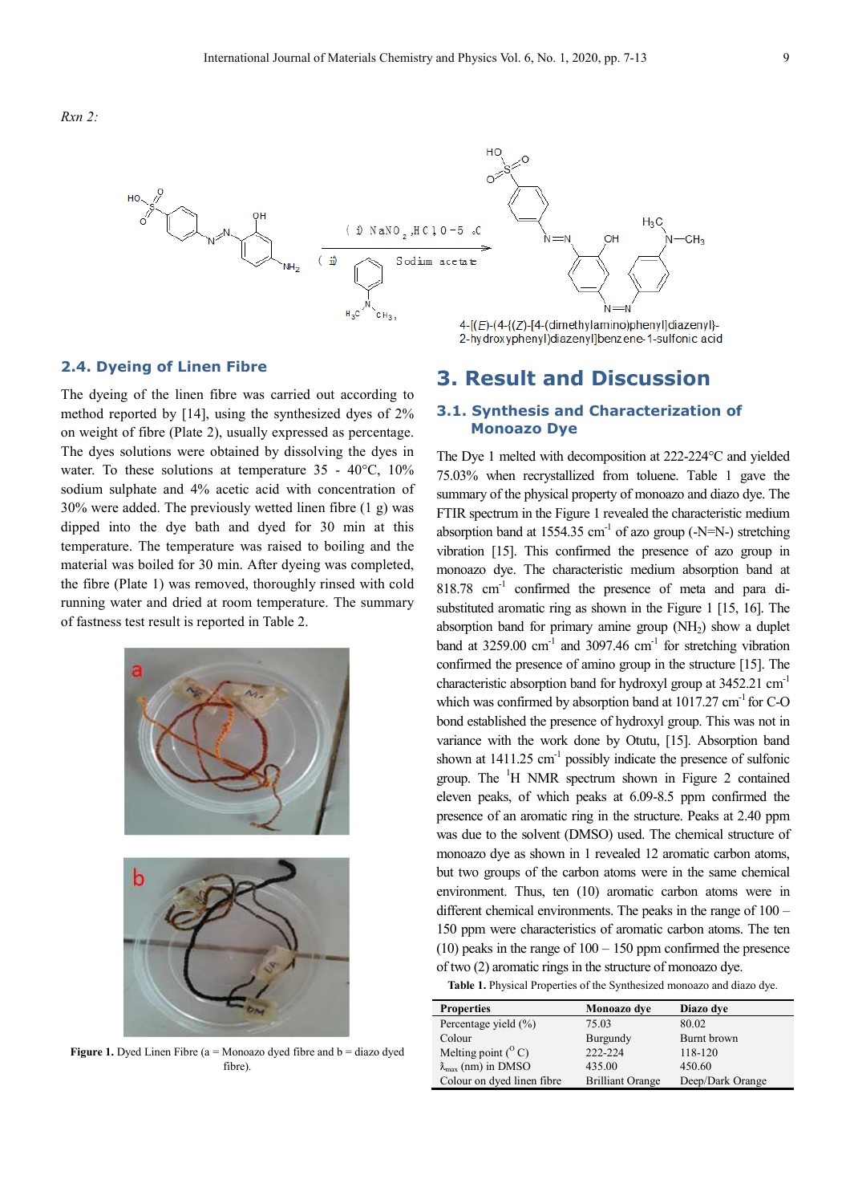*Rxn 2:*

(i) $NaNO_2$, HCl 0-5 °C

(ii) Sodium acetate

4-[(E)-(4-{(Z)-[4-(dimethylamino)phenyl]diazenyl}-2-hydroxyphenyl)diazenyl]benzene-1-sulfonic acid

## 2.4. Dyeing of Linen Fibre

The dyeing of the linen fibre was carried out according to method reported by [14], using the synthesized dyes of 2% on weight of fibre (Plate 2), usually expressed as percentage. The dyes solutions were obtained by dissolving the dyes in water. To these solutions at temperature 35 - 40°C, 10% sodium sulphate and 4% acetic acid with concentration of 30% were added. The previously wetted linen fibre (1 g) was dipped into the dye bath and dyed for 30 min at this temperature. The temperature was raised to boiling and the material was boiled for 30 min. After dyeing was completed, the fibre (Plate 1) was removed, thoroughly rinsed with cold running water and dried at room temperature. The summary of fastness test result is reported in Table 2.

**Figure 1.** Dyed Linen Fibre (a = Monoazo dyed fibre and b = diazo dyed fibre).

# 3. Result and Discussion

## 3.1. Synthesis and Characterization of Monoazo Dye

The Dye 1 melted with decomposition at 222-224°C and yielded 75.03% when recrystallized from toluene. Table 1 gave the summary of the physical property of monoazo and diazo dye. The FTIR spectrum in the Figure 1 revealed the characteristic medium absorption band at 1554.35 $cm^{-1}$ of azo group (-N=N-) stretching vibration [15]. This confirmed the presence of azo group in monoazo dye. The characteristic medium absorption band at 818.78 $cm^{-1}$ confirmed the presence of meta and para di-substituted aromatic ring as shown in the Figure 1 [15, 16]. The absorption band for primary amine group ($NH_2$) show a duplet band at 3259.00 $cm^{-1}$ and 3097.46 $cm^{-1}$ for stretching vibration confirmed the presence of amino group in the structure [15]. The characteristic absorption band for hydroxyl group at 3452.21 $cm^{-1}$ which was confirmed by absorption band at 1017.27 $cm^{-1}$ for C-O bond established the presence of hydroxyl group. This was not in variance with the work done by Otutu, [15]. Absorption band shown at 1411.25 $cm^{-1}$ possibly indicate the presence of sulfonic group. The $^{1}H$ NMR spectrum shown in Figure 2 contained eleven peaks, of which peaks at 6.09-8.5 ppm confirmed the presence of an aromatic ring in the structure. Peaks at 2.40 ppm was due to the solvent (DMSO) used. The chemical structure of monoazo dye as shown in 1 revealed 12 aromatic carbon atoms, but two groups of the carbon atoms were in the same chemical environment. Thus, ten (10) aromatic carbon atoms were in different chemical environments. The peaks in the range of 100 – 150 ppm were characteristics of aromatic carbon atoms. The ten (10) peaks in the range of 100 – 150 ppm confirmed the presence of two (2) aromatic rings in the structure of monoazo dye.

**Table 1.** Physical Properties of the Synthesized monoazo and diazo dye.

| Properties | Monoazo dye | Diazo dye |
|---|---|---|
| Percentage yield (%) | 75.03 | 80.02 |
| Colour | Burgundy | Burnt brown |
| Melting point (°C) | 222-224 | 118-120 |
| $\lambda_{max}$ (nm) in DMSO | 435.00 | 450.60 |
| Colour on dyed linen fibre | Brilliant Orange | Deep/Dark Orange |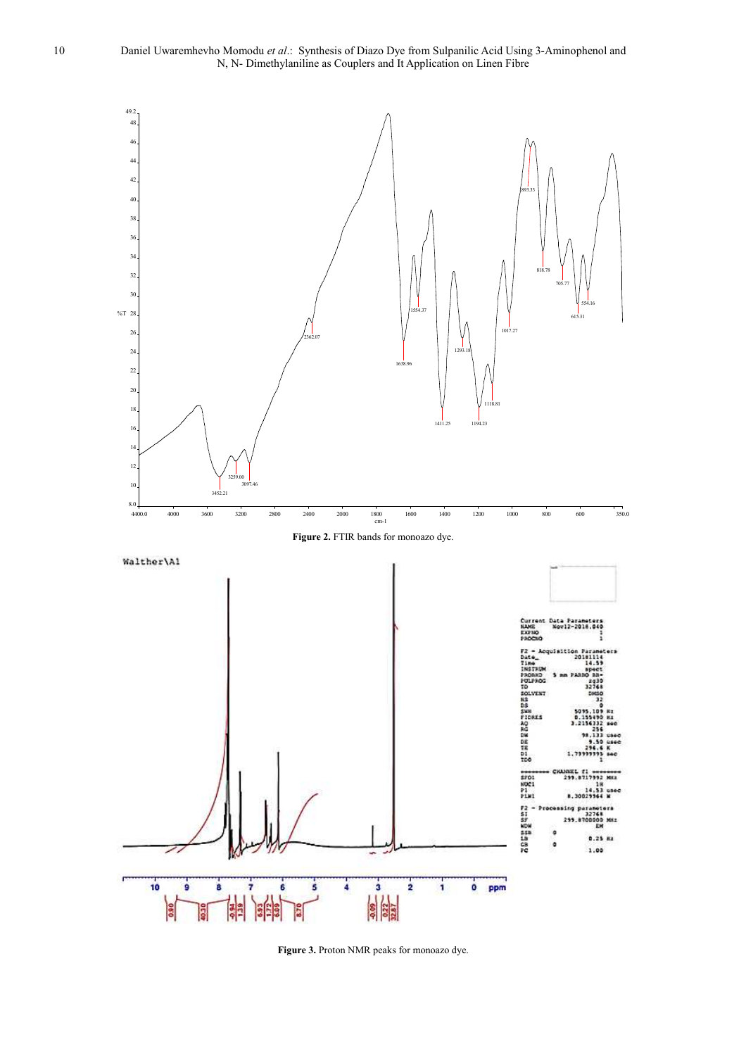Figure 2. FTIR bands for monoazo dye.

Figure 3. Proton NMR peaks for monoazo dye.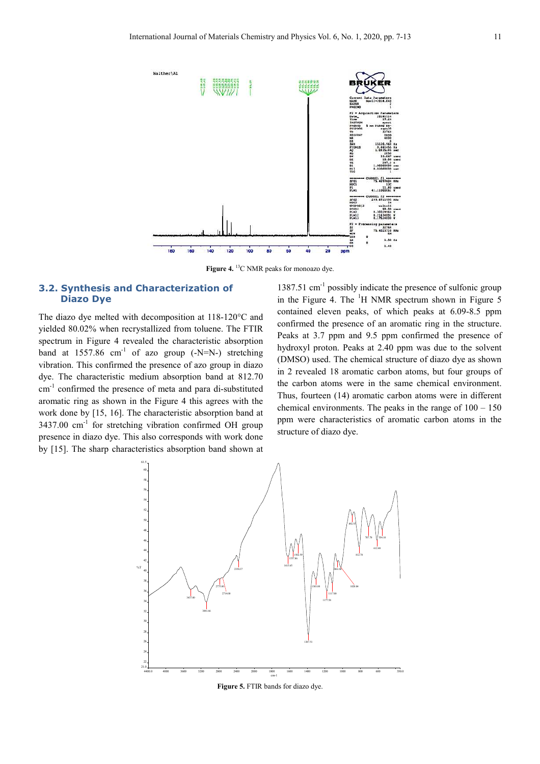**Figure 4.** $^{13}C$ NMR peaks for monoazo dye.

## 3.2. Synthesis and Characterization of Diazo Dye

The diazo dye melted with decomposition at 118-120°C and yielded 80.02% when recrystallized from toluene. The FTIR spectrum in Figure 4 revealed the characteristic absorption band at 1557.86 $cm^{-1}$ of azo group (-N=N-) stretching vibration. This confirmed the presence of azo group in diazo dye. The characteristic medium absorption band at 812.70 $cm^{-1}$ confirmed the presence of meta and para di-substituted aromatic ring as shown in the Figure 4 this agrees with the work done by [15, 16]. The characteristic absorption band at 3437.00 $cm^{-1}$ for stretching vibration confirmed OH group presence in diazo dye. This also corresponds with work done by [15]. The sharp characteristics absorption band shown at 1387.51 $cm^{-1}$ possibly indicate the presence of sulfonic group in the Figure 4. The $^{1}H$ NMR spectrum shown in Figure 5 contained eleven peaks, of which peaks at 6.09-8.5 ppm confirmed the presence of an aromatic ring in the structure. Peaks at 3.7 ppm and 9.5 ppm confirmed the presence of hydroxyl proton. Peaks at 2.40 ppm was due to the solvent (DMSO) used. The chemical structure of diazo dye as shown in 2 revealed 18 aromatic carbon atoms, but four groups of the carbon atoms were in the same chemical environment. Thus, fourteen (14) aromatic carbon atoms were in different chemical environments. The peaks in the range of 100 – 150 ppm were characteristics of aromatic carbon atoms in the structure of diazo dye.

**Figure 5.** FTIR bands for diazo dye.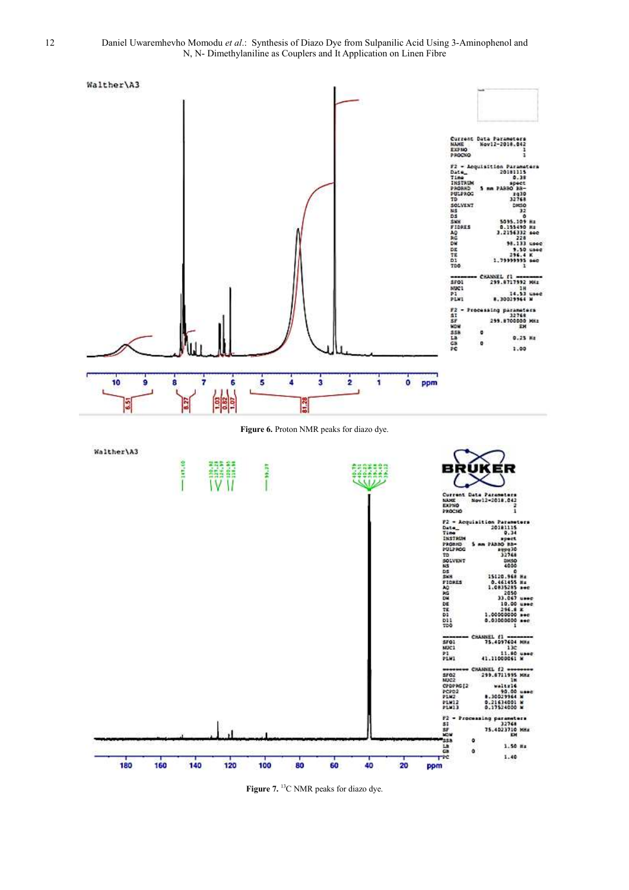Figure 6. Proton NMR peaks for diazo dye.

Figure 7. $^{13}$C NMR peaks for diazo dye.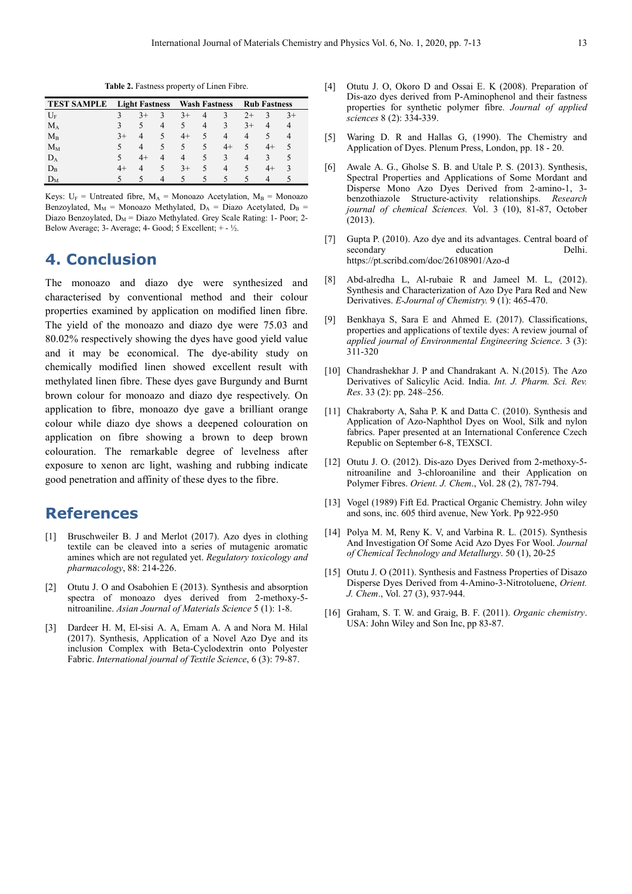**Table 2.** Fastness property of Linen Fibre.

| TEST SAMPLE | Light Fastness | | | Wash Fastness | | | Rub Fastness | | |
|---|---|---|---|---|---|---|---|---|---|
| $U_F$ | 3 | 3+ | 3 | 3+ | 4 | 3 | 2+ | 3 | 3+ |
| $M_A$ | 3 | 5 | 4 | 5 | 4 | 3 | 3+ | 4 | 4 |
| $M_B$ | 3+ | 4 | 5 | 4+ | 5 | 4 | 4 | 5 | 4 |
| $M_M$ | 5 | 4 | 5 | 5 | 5 | 4+ | 5 | 4+ | 5 |
| $D_A$ | 5 | 4+ | 4 | 4 | 5 | 3 | 4 | 3 | 5 |
| $D_B$ | 4+ | 4 | 5 | 3+ | 5 | 4 | 5 | 4+ | 3 |
| $D_M$ | 5 | 5 | 4 | 5 | 5 | 5 | 5 | 4 | 5 |

Keys: $U_F$ = Untreated fibre, $M_A$ = Monoazo Acetylation, $M_B$ = Monoazo Benzoylated, $M_M$ = Monoazo Methylated, $D_A$ = Diazo Acetylated, $D_B$ = Diazo Benzoylated, $D_M$ = Diazo Methylated. Grey Scale Rating: 1- Poor; 2- Below Average; 3- Average; 4- Good; 5 Excellent; + - ½.

## 4. Conclusion

The monoazo and diazo dye were synthesized and characterised by conventional method and their colour properties examined by application on modified linen fibre. The yield of the monoazo and diazo dye were 75.03 and 80.02% respectively showing the dyes have good yield value and it may be economical. The dye-ability study on chemically modified linen showed excellent result with methylated linen fibre. These dyes gave Burgundy and Burnt brown colour for monoazo and diazo dye respectively. On application to fibre, monoazo dye gave a brilliant orange colour while diazo dye shows a deepened colouration on application on fibre showing a brown to deep brown colouration. The remarkable degree of levelness after exposure to xenon arc light, washing and rubbing indicate good penetration and affinity of these dyes to the fibre.

## References

[1] Bruschweiler B. J and Merlot (2017). Azo dyes in clothing textile can be cleaved into a series of mutagenic aromatic amines which are not regulated yet. *Regulatory toxicology and pharmacology*, 88: 214-226.

[2] Otutu J. O and Osabohien E (2013). Synthesis and absorption spectra of monoazo dyes derived from 2-methoxy-5-nitroaniline. *Asian Journal of Materials Science* 5 (1): 1-8.

[3] Dardeer H. M, El-sisi A. A, Emam A. A and Nora M. Hilal (2017). Synthesis, Application of a Novel Azo Dye and its inclusion Complex with Beta-Cyclodextrin onto Polyester Fabric. *International journal of Textile Science*, 6 (3): 79-87.

[4] Otutu J. O, Okoro D and Ossai E. K (2008). Preparation of Dis-azo dyes derived from P-Aminophenol and their fastness properties for synthetic polymer fibre. *Journal of applied sciences* 8 (2): 334-339.

[5] Waring D. R and Hallas G, (1990). The Chemistry and Application of Dyes. Plenum Press, London, pp. 18 - 20.

[6] Awale A. G., Gholse S. B. and Utale P. S. (2013). Synthesis, Spectral Properties and Applications of Some Mordant and Disperse Mono Azo Dyes Derived from 2-amino-1, 3-benzothiazole Structure-activity relationships. *Research journal of chemical Sciences.* Vol. 3 (10), 81-87, October (2013).

[7] Gupta P. (2010). Azo dye and its advantages. Central board of secondary education Delhi. https://pt.scribd.com/doc/26108901/Azo-d

[8] Abd-alredha L, Al-rubaie R and Jameel M. L, (2012). Synthesis and Characterization of Azo Dye Para Red and New Derivatives. *E-Journal of Chemistry.* 9 (1): 465-470.

[9] Benkhaya S, Sara E and Ahmed E. (2017). Classifications, properties and applications of textile dyes: A review journal of *applied journal of Environmental Engineering Science*. 3 (3): 311-320

[10] Chandrashekhar J. P and Chandrakant A. N.(2015). The Azo Derivatives of Salicylic Acid. India. *Int. J. Pharm. Sci. Rev. Res*. 33 (2): pp. 248–256.

[11] Chakraborty A, Saha P. K and Datta C. (2010). Synthesis and Application of Azo-Naphthol Dyes on Wool, Silk and nylon fabrics. Paper presented at an International Conference Czech Republic on September 6-8, TEXSCI.

[12] Otutu J. O. (2012). Dis-azo Dyes Derived from 2-methoxy-5-nitroaniline and 3-chloroaniline and their Application on Polymer Fibres. *Orient. J. Chem*., Vol. 28 (2), 787-794.

[13] Vogel (1989) Fift Ed. Practical Organic Chemistry. John wiley and sons, inc. 605 third avenue, New York. Pp 922-950

[14] Polya M. M, Reny K. V, and Varbina R. L. (2015). Synthesis And Investigation Of Some Acid Azo Dyes For Wool. *Journal of Chemical Technology and Metallurgy*. 50 (1), 20-25

[15] Otutu J. O (2011). Synthesis and Fastness Properties of Disazo Disperse Dyes Derived from 4-Amino-3-Nitrotoluene, *Orient. J. Chem*., Vol. 27 (3), 937-944.

[16] Graham, S. T. W. and Graig, B. F. (2011). *Organic chemistry*. USA: John Wiley and Son Inc, pp 83-87.